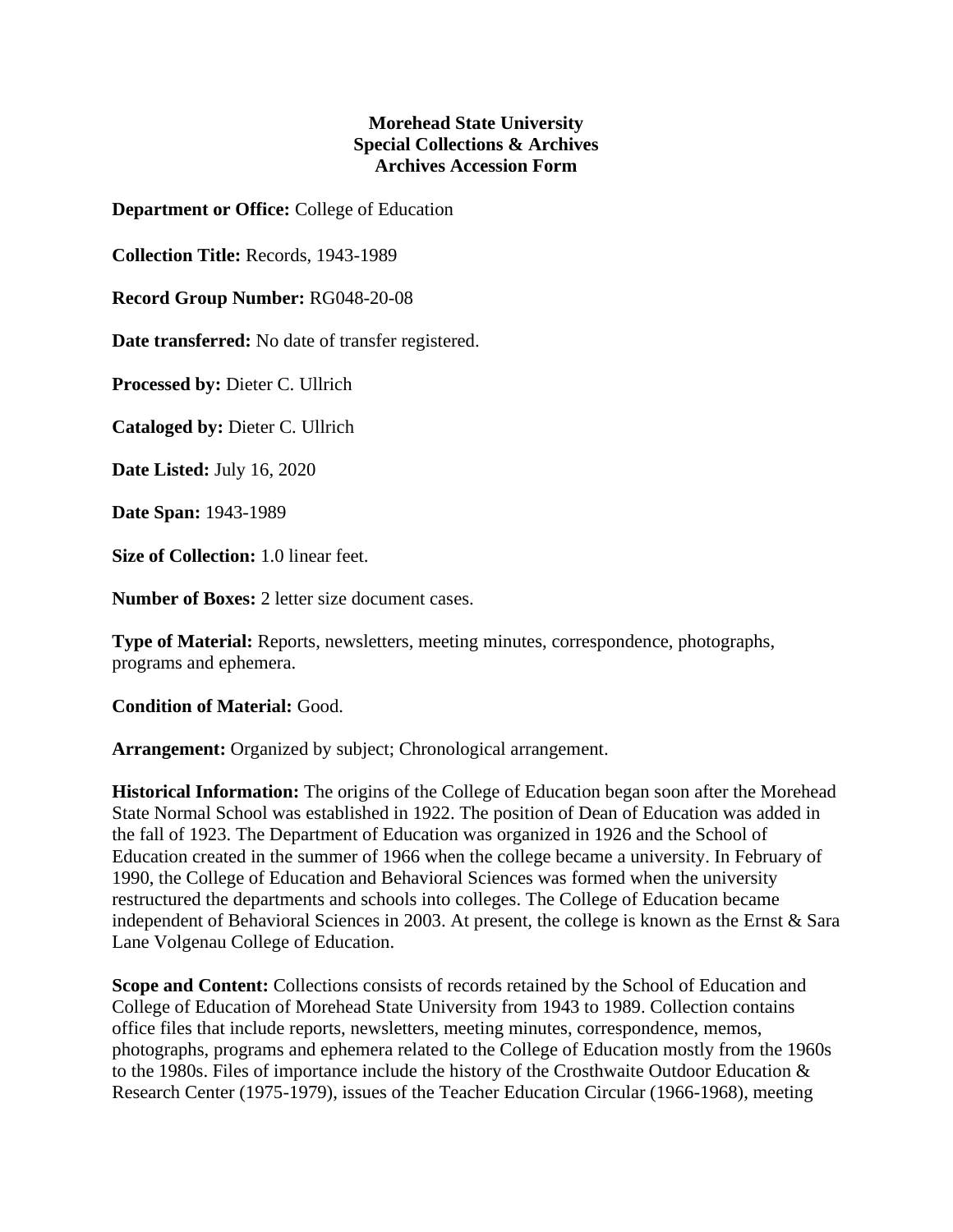**Morehead State University**
**Special Collections & Archives**
**Archives Accession Form**

**Department or Office:** College of Education

**Collection Title:** Records, 1943-1989

**Record Group Number:** RG048-20-08

**Date transferred:** No date of transfer registered.

**Processed by:** Dieter C. Ullrich

**Cataloged by:** Dieter C. Ullrich

**Date Listed:** July 16, 2020

**Date Span:** 1943-1989

**Size of Collection:** 1.0 linear feet.

**Number of Boxes:** 2 letter size document cases.

**Type of Material:** Reports, newsletters, meeting minutes, correspondence, photographs, programs and ephemera.

**Condition of Material:** Good.

**Arrangement:** Organized by subject; Chronological arrangement.

**Historical Information:** The origins of the College of Education began soon after the Morehead State Normal School was established in 1922. The position of Dean of Education was added in the fall of 1923. The Department of Education was organized in 1926 and the School of Education created in the summer of 1966 when the college became a university. In February of 1990, the College of Education and Behavioral Sciences was formed when the university restructured the departments and schools into colleges. The College of Education became independent of Behavioral Sciences in 2003. At present, the college is known as the Ernst & Sara Lane Volgenau College of Education.

**Scope and Content:** Collections consists of records retained by the School of Education and College of Education of Morehead State University from 1943 to 1989. Collection contains office files that include reports, newsletters, meeting minutes, correspondence, memos, photographs, programs and ephemera related to the College of Education mostly from the 1960s to the 1980s. Files of importance include the history of the Crosthwaite Outdoor Education & Research Center (1975-1979), issues of the Teacher Education Circular (1966-1968), meeting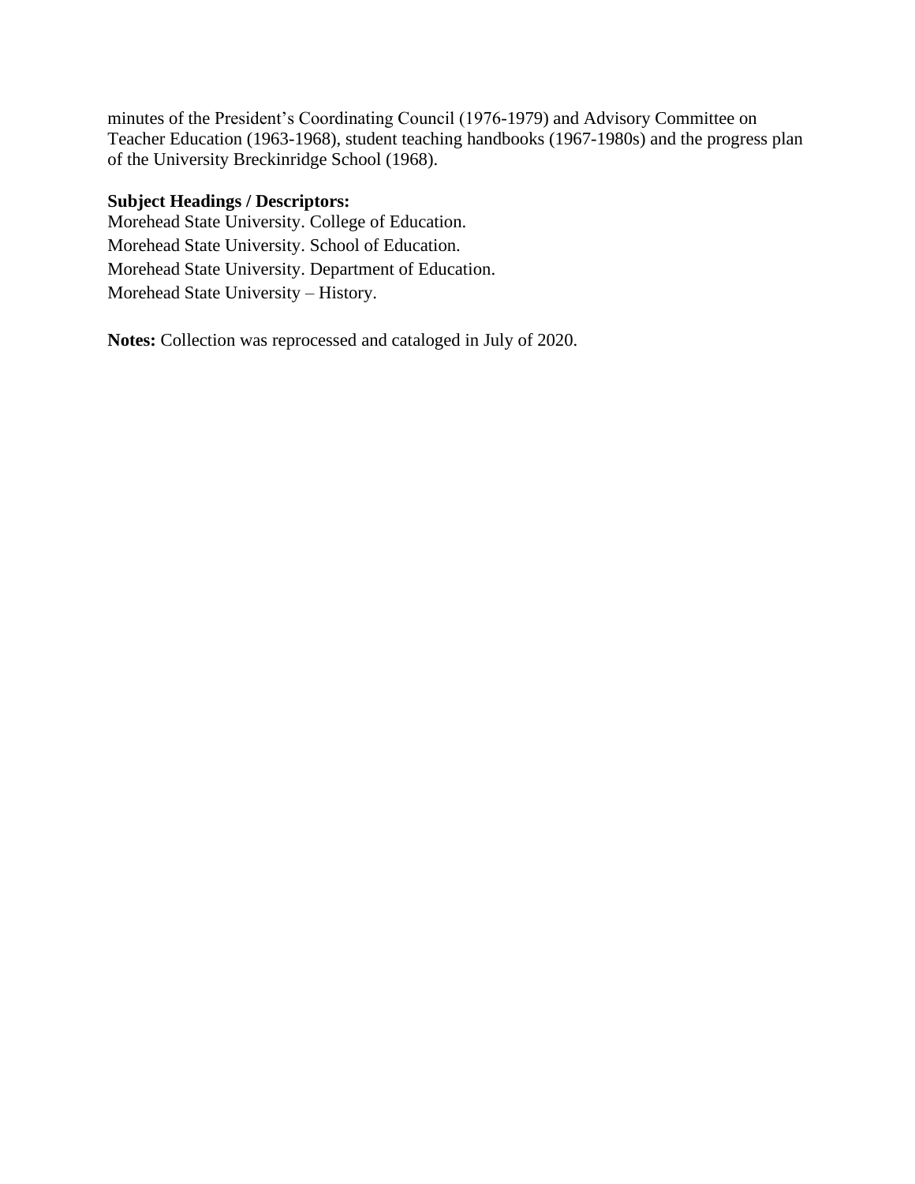minutes of the President's Coordinating Council (1976-1979) and Advisory Committee on Teacher Education (1963-1968), student teaching handbooks (1967-1980s) and the progress plan of the University Breckinridge School (1968).

**Subject Headings / Descriptors:**

Morehead State University. College of Education.
Morehead State University. School of Education.
Morehead State University. Department of Education.
Morehead State University – History.

**Notes:** Collection was reprocessed and cataloged in July of 2020.